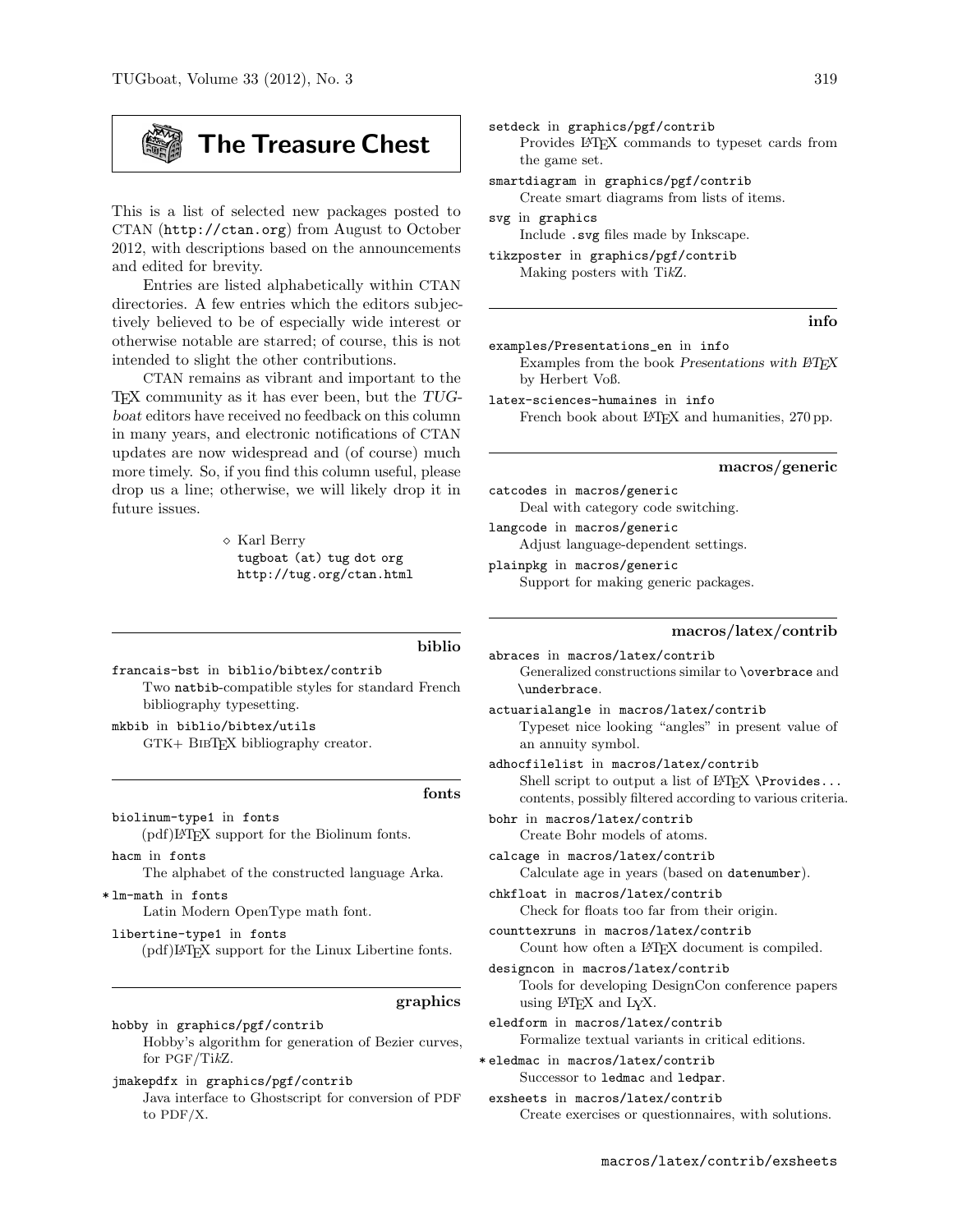# The Treasure Chest

This is a list of selected new packages posted to CTAN (`http://ctan.org`) from August to October 2012, with descriptions based on the announcements and edited for brevity.

Entries are listed alphabetically within CTAN directories. A few entries which the editors subjectively believed to be of especially wide interest or otherwise notable are starred; of course, this is not intended to slight the other contributions.

CTAN remains as vibrant and important to the TeX community as it has ever been, but the *TUGboat* editors have received no feedback on this column in many years, and electronic notifications of CTAN updates are now widespread and (of course) much more timely. So, if you find this column useful, please drop us a line; otherwise, we will likely drop it in future issues.

◇ Karl Berry
`tugboat (at) tug dot org`
`http://tug.org/ctan.html`

## biblio

`francais-bst` in `biblio/bibtex/contrib`
Two `natbib`-compatible styles for standard French bibliography typesetting.

`mkbib` in `biblio/bibtex/utils`
GTK+ BibTeX bibliography creator.

## fonts

`biolinum-type1` in `fonts`
(pdf)LaTeX support for the Biolinum fonts.

`hacm` in `fonts`
The alphabet of the constructed language Arka.

\* `lm-math` in `fonts`
Latin Modern OpenType math font.

`libertine-type1` in `fonts`
(pdf)LaTeX support for the Linux Libertine fonts.

## graphics

`hobby` in `graphics/pgf/contrib`
Hobby's algorithm for generation of Bezier curves, for PGF/TikZ.

`jmakepdfx` in `graphics/pgf/contrib`
Java interface to Ghostscript for conversion of PDF to PDF/X.

`setdeck` in `graphics/pgf/contrib`
Provides LaTeX commands to typeset cards from the game set.

`smartdiagram` in `graphics/pgf/contrib`
Create smart diagrams from lists of items.

`svg` in `graphics`
Include `.svg` files made by Inkscape.

`tikzposter` in `graphics/pgf/contrib`
Making posters with TikZ.

## info

`examples/Presentations_en` in `info`
Examples from the book *Presentations with LaTeX* by Herbert Voß.

`latex-sciences-humaines` in `info`
French book about LaTeX and humanities, 270 pp.

## macros/generic

`catcodes` in `macros/generic`
Deal with category code switching.

`langcode` in `macros/generic`
Adjust language-dependent settings.

`plainpkg` in `macros/generic`
Support for making generic packages.

## macros/latex/contrib

`abraces` in `macros/latex/contrib`
Generalized constructions similar to `\overbrace` and `\underbrace`.

`actuarialangle` in `macros/latex/contrib`
Typeset nice looking "angles" in present value of an annuity symbol.

`adhocfilelist` in `macros/latex/contrib`
Shell script to output a list of LaTeX `\Provides...` contents, possibly filtered according to various criteria.

`bohr` in `macros/latex/contrib`
Create Bohr models of atoms.

`calcage` in `macros/latex/contrib`
Calculate age in years (based on `datenumber`).

`chkfloat` in `macros/latex/contrib`
Check for floats too far from their origin.

`counttexruns` in `macros/latex/contrib`
Count how often a LaTeX document is compiled.

`designcon` in `macros/latex/contrib`
Tools for developing DesignCon conference papers using LaTeX and LyX.

`eledform` in `macros/latex/contrib`
Formalize textual variants in critical editions.

\* `eledmac` in `macros/latex/contrib`
Successor to `ledmac` and `ledpar`.

`exsheets` in `macros/latex/contrib`
Create exercises or questionnaires, with solutions.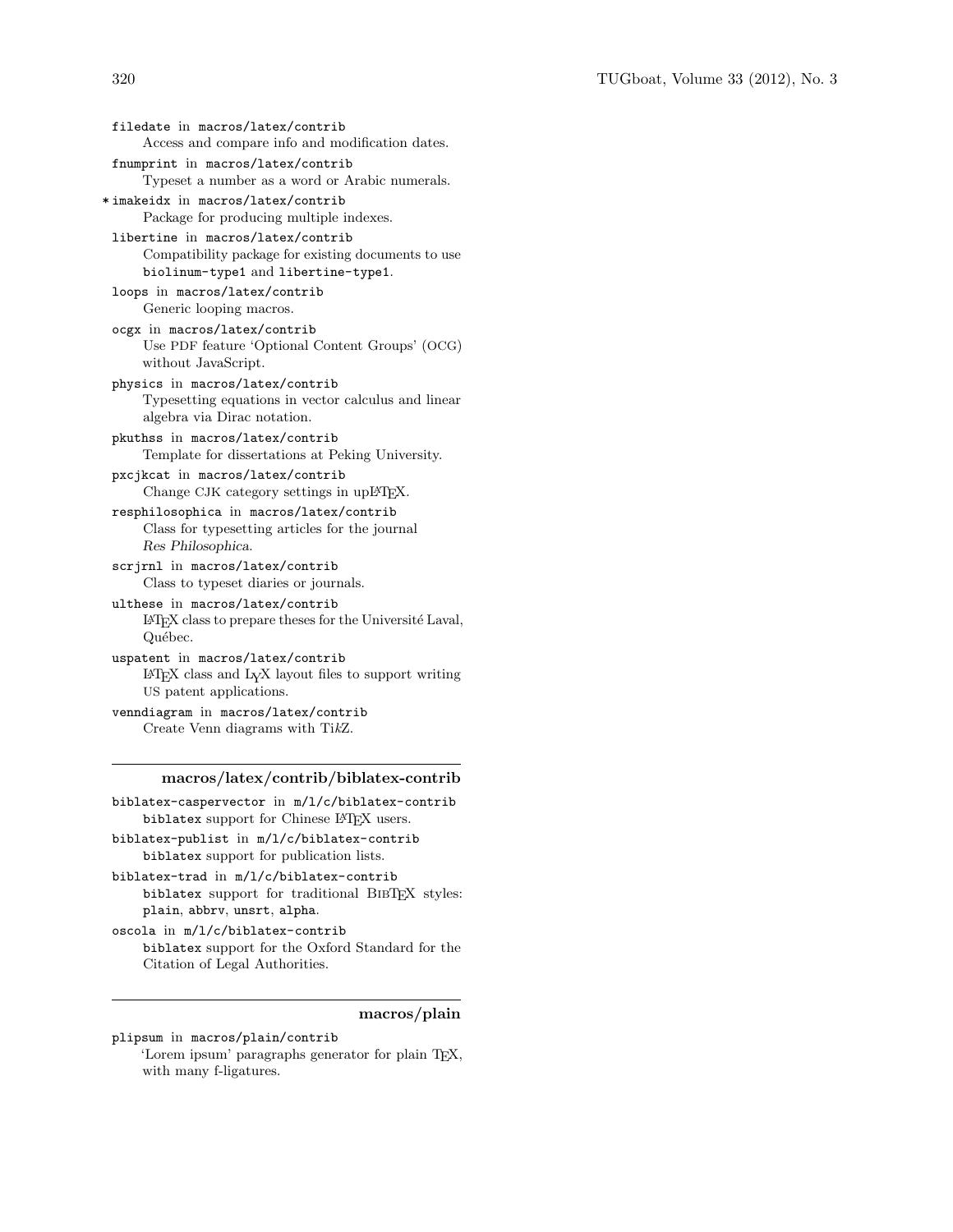filedate in macros/latex/contrib
Access and compare info and modification dates.

fnumprint in macros/latex/contrib
Typeset a number as a word or Arabic numerals.

* imakeidx in macros/latex/contrib
Package for producing multiple indexes.

libertine in macros/latex/contrib
Compatibility package for existing documents to use biolinum-type1 and libertine-type1.

loops in macros/latex/contrib
Generic looping macros.

ocgx in macros/latex/contrib
Use PDF feature 'Optional Content Groups' (OCG) without JavaScript.

physics in macros/latex/contrib
Typesetting equations in vector calculus and linear algebra via Dirac notation.

pkuthss in macros/latex/contrib
Template for dissertations at Peking University.

pxcjkcat in macros/latex/contrib
Change CJK category settings in upLaTeX.

resphilosophica in macros/latex/contrib
Class for typesetting articles for the journal *Res Philosophica*.

scrjrnl in macros/latex/contrib
Class to typeset diaries or journals.

ulthese in macros/latex/contrib
LaTeX class to prepare theses for the Université Laval, Québec.

uspatent in macros/latex/contrib
LaTeX class and LyX layout files to support writing US patent applications.

venndiagram in macros/latex/contrib
Create Venn diagrams with Ti*k*Z.

### macros/latex/contrib/biblatex-contrib

biblatex-caspervector in m/l/c/biblatex-contrib
biblatex support for Chinese LaTeX users.

biblatex-publist in m/l/c/biblatex-contrib
biblatex support for publication lists.

biblatex-trad in m/l/c/biblatex-contrib
biblatex support for traditional BibTeX styles: plain, abbrv, unsrt, alpha.

oscola in m/l/c/biblatex-contrib
biblatex support for the Oxford Standard for the Citation of Legal Authorities.

### macros/plain

plipsum in macros/plain/contrib
'Lorem ipsum' paragraphs generator for plain TeX, with many f-ligatures.